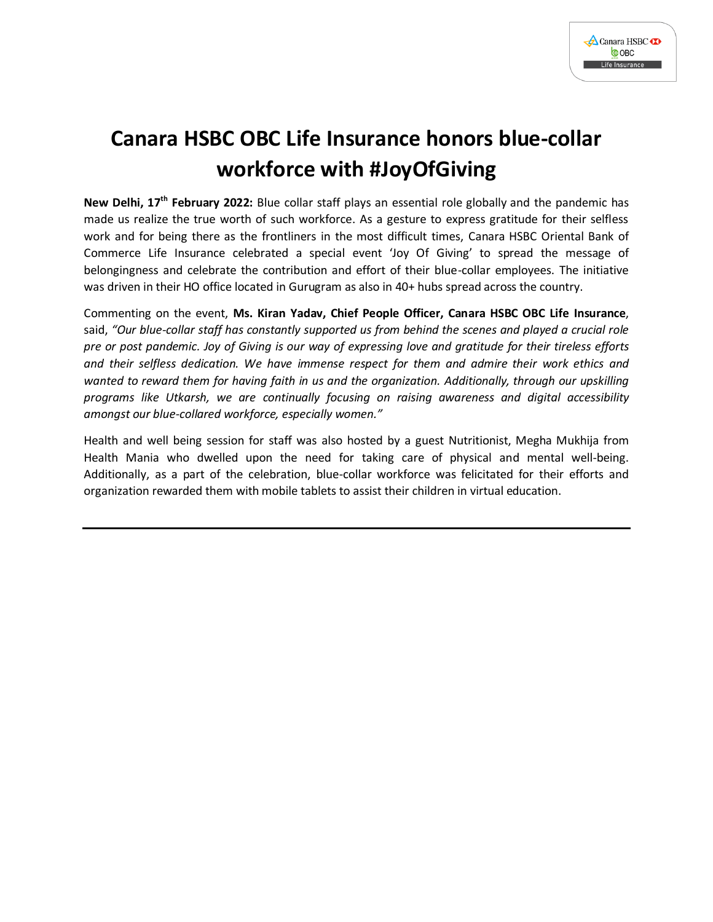# Canara HSBC OBC Life Insurance honors blue-collar workforce with #JoyOfGiving

**New Delhi, 17th February 2022:** Blue collar staff plays an essential role globally and the pandemic has made us realize the true worth of such workforce. As a gesture to express gratitude for their selfless work and for being there as the frontliners in the most difficult times, Canara HSBC Oriental Bank of Commerce Life Insurance celebrated a special event 'Joy Of Giving' to spread the message of belongingness and celebrate the contribution and effort of their blue-collar employees. The initiative was driven in their HO office located in Gurugram as also in 40+ hubs spread across the country.

Commenting on the event, **Ms. Kiran Yadav, Chief People Officer, Canara HSBC OBC Life Insurance**, said, *"Our blue-collar staff has constantly supported us from behind the scenes and played a crucial role pre or post pandemic. Joy of Giving is our way of expressing love and gratitude for their tireless efforts and their selfless dedication. We have immense respect for them and admire their work ethics and wanted to reward them for having faith in us and the organization. Additionally, through our upskilling programs like Utkarsh, we are continually focusing on raising awareness and digital accessibility amongst our blue-collared workforce, especially women."*

Health and well being session for staff was also hosted by a guest Nutritionist, Megha Mukhija from Health Mania who dwelled upon the need for taking care of physical and mental well-being. Additionally, as a part of the celebration, blue-collar workforce was felicitated for their efforts and organization rewarded them with mobile tablets to assist their children in virtual education.

---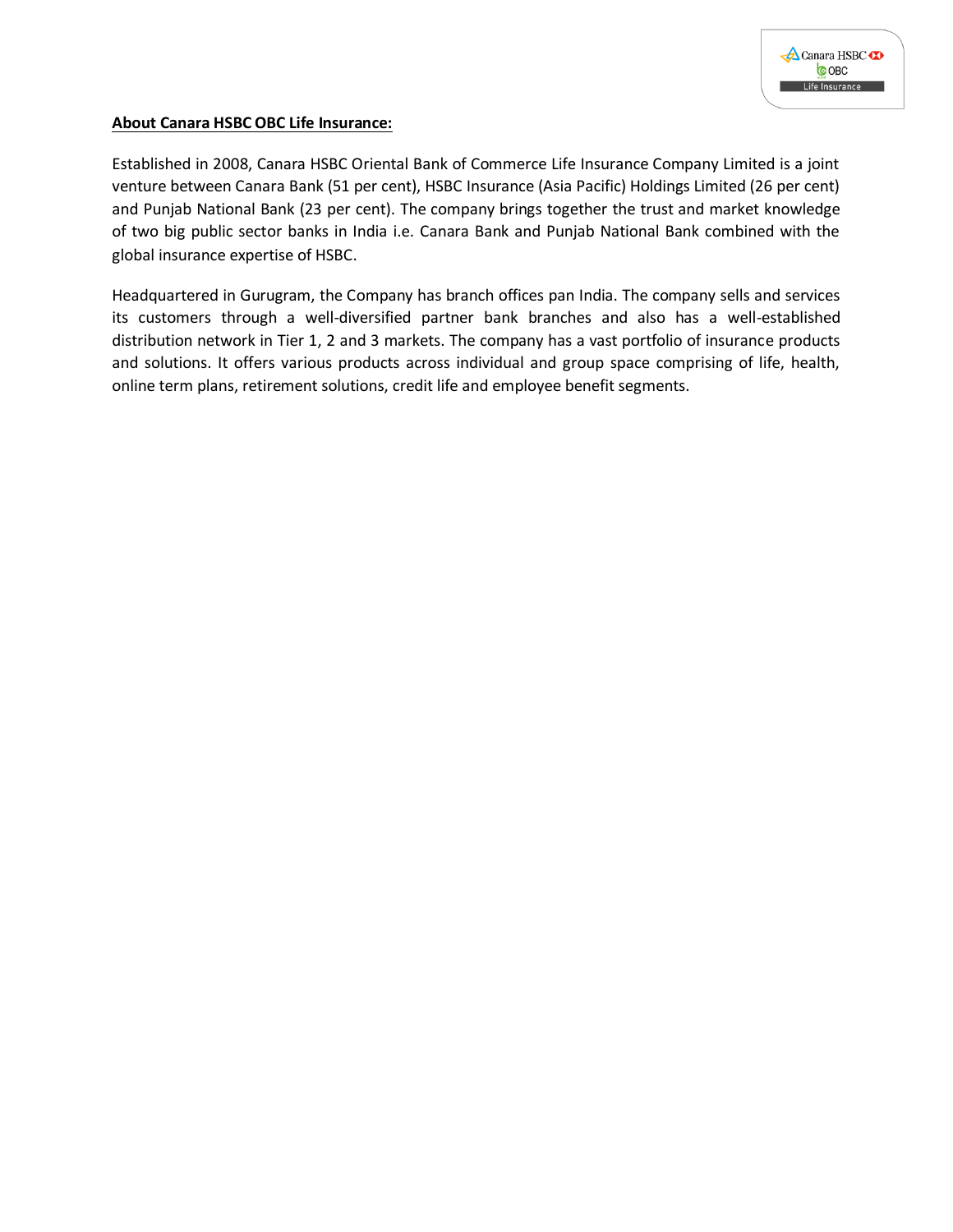**About Canara HSBC OBC Life Insurance:**

Established in 2008, Canara HSBC Oriental Bank of Commerce Life Insurance Company Limited is a joint venture between Canara Bank (51 per cent), HSBC Insurance (Asia Pacific) Holdings Limited (26 per cent) and Punjab National Bank (23 per cent). The company brings together the trust and market knowledge of two big public sector banks in India i.e. Canara Bank and Punjab National Bank combined with the global insurance expertise of HSBC.

Headquartered in Gurugram, the Company has branch offices pan India. The company sells and services its customers through a well-diversified partner bank branches and also has a well-established distribution network in Tier 1, 2 and 3 markets. The company has a vast portfolio of insurance products and solutions. It offers various products across individual and group space comprising of life, health, online term plans, retirement solutions, credit life and employee benefit segments.